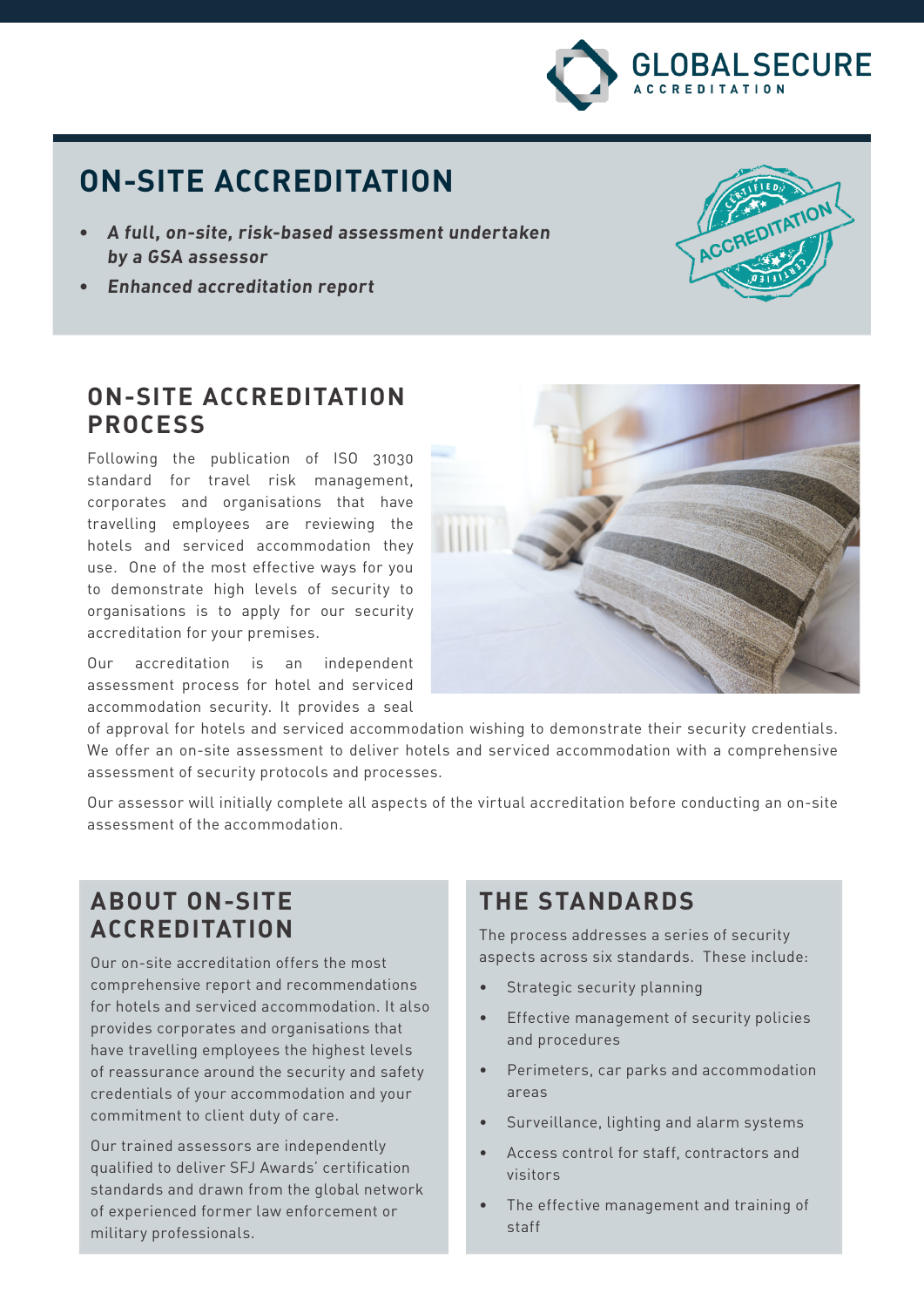GLOBAL SECURE
ACCREDITATION

# ON-SITE ACCREDITATION

- ***A full, on-site, risk-based assessment undertaken by a GSA assessor***
- ***Enhanced accreditation report***

## ON-SITE ACCREDITATION PROCESS

Following the publication of ISO 31030 standard for travel risk management, corporates and organisations that have travelling employees are reviewing the hotels and serviced accommodation they use. One of the most effective ways for you to demonstrate high levels of security to organisations is to apply for our security accreditation for your premises.

Our accreditation is an independent assessment process for hotel and serviced accommodation security. It provides a seal of approval for hotels and serviced accommodation wishing to demonstrate their security credentials. We offer an on-site assessment to deliver hotels and serviced accommodation with a comprehensive assessment of security protocols and processes.

Our assessor will initially complete all aspects of the virtual accreditation before conducting an on-site assessment of the accommodation.

## ABOUT ON-SITE ACCREDITATION

Our on-site accreditation offers the most comprehensive report and recommendations for hotels and serviced accommodation. It also provides corporates and organisations that have travelling employees the highest levels of reassurance around the security and safety credentials of your accommodation and your commitment to client duty of care.

Our trained assessors are independently qualified to deliver SFJ Awards' certification standards and drawn from the global network of experienced former law enforcement or military professionals.

## THE STANDARDS

The process addresses a series of security aspects across six standards. These include:

- Strategic security planning
- Effective management of security policies and procedures
- Perimeters, car parks and accommodation areas
- Surveillance, lighting and alarm systems
- Access control for staff, contractors and visitors
- The effective management and training of staff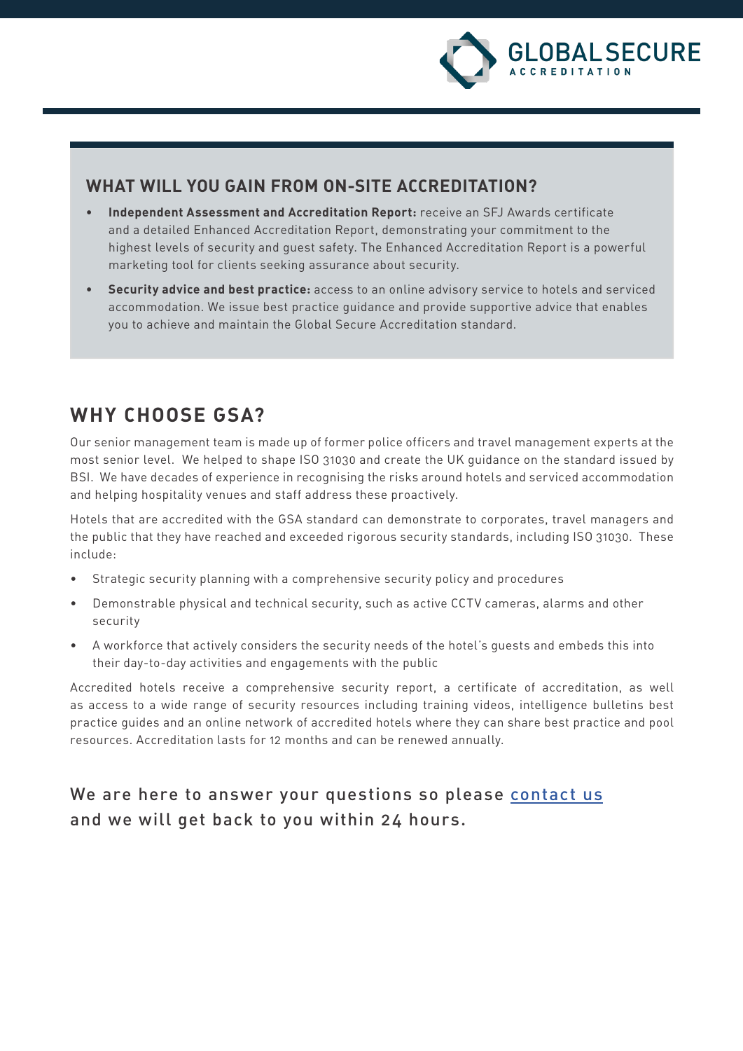## WHAT WILL YOU GAIN FROM ON-SITE ACCREDITATION?

- **Independent Assessment and Accreditation Report:** receive an SFJ Awards certificate and a detailed Enhanced Accreditation Report, demonstrating your commitment to the highest levels of security and guest safety. The Enhanced Accreditation Report is a powerful marketing tool for clients seeking assurance about security.
- **Security advice and best practice:** access to an online advisory service to hotels and serviced accommodation. We issue best practice guidance and provide supportive advice that enables you to achieve and maintain the Global Secure Accreditation standard.

## WHY CHOOSE GSA?

Our senior management team is made up of former police officers and travel management experts at the most senior level. We helped to shape ISO 31030 and create the UK guidance on the standard issued by BSI. We have decades of experience in recognising the risks around hotels and serviced accommodation and helping hospitality venues and staff address these proactively.

Hotels that are accredited with the GSA standard can demonstrate to corporates, travel managers and the public that they have reached and exceeded rigorous security standards, including ISO 31030. These include:

- Strategic security planning with a comprehensive security policy and procedures
- Demonstrable physical and technical security, such as active CCTV cameras, alarms and other security
- A workforce that actively considers the security needs of the hotel's guests and embeds this into their day-to-day activities and engagements with the public

Accredited hotels receive a comprehensive security report, a certificate of accreditation, as well as access to a wide range of security resources including training videos, intelligence bulletins best practice guides and an online network of accredited hotels where they can share best practice and pool resources. Accreditation lasts for 12 months and can be renewed annually.

We are here to answer your questions so please contact us and we will get back to you within 24 hours.